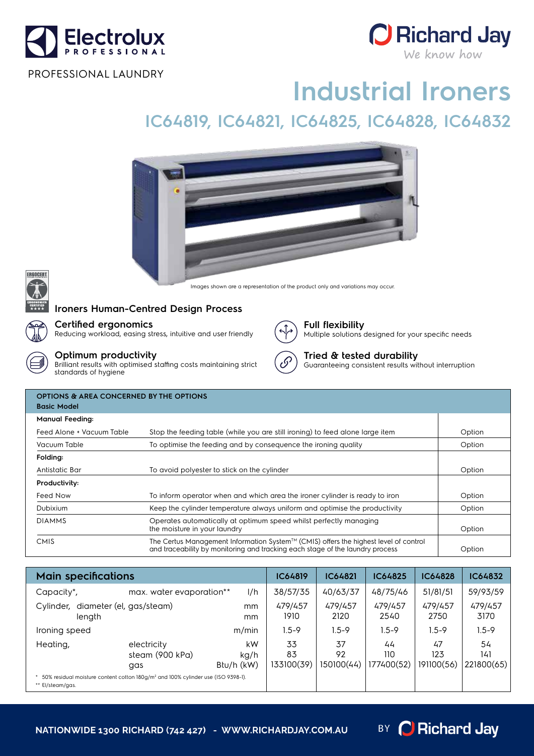Electrolux PROFESSIONAL

PROFESSIONAL LAUNDRY

Richard Jay
We know how

# Industrial Ironers

## IC64819, IC64821, IC64825, IC64828, IC64832

Images shown are a representation of the product only and variations may occur.

### Ironers Human-Centred Design Process

**Certified ergonomics**
Reducing workload, easing stress, intuitive and user friendly

**Full flexibility**
Multiple solutions designed for your specific needs

**Optimum productivity**
Brilliant results with optimised staffing costs maintaining strict standards of hygiene

**Tried & tested durability**
Guaranteeing consistent results without interruption

| OPTIONS & AREA CONCERNED BY THE OPTIONS<br>Basic Model | | |
|---|---|---|
| **Manual Feeding:** | | |
| Feed Alone + Vacuum Table | Stop the feeding table (while you are still ironing) to feed alone large item | Option |
| Vacuum Table | To optimise the feeding and by consequence the ironing quality | Option |
| **Folding:** | | |
| Antistatic Bar | To avoid polyester to stick on the cylinder | Option |
| **Productivity:** | | |
| Feed Now | To inform operator when and which area the ironer cylinder is ready to iron | Option |
| Dubixium | Keep the cylinder temperature always uniform and optimise the productivity | Option |
| DIAMMS | Operates automatically at optimum speed whilst perfectly managing the moisture in your laundry | Option |
| CMIS | The Certus Management Information System™ (CMIS) offers the highest level of control and traceability by monitoring and tracking each stage of the laundry process | Option |

| Main specifications | | | IC64819 | IC64821 | IC64825 | IC64828 | IC64832 |
|---|---|---|---|---|---|---|---|
| Capacity*, | max. water evaporation** | l/h | 38/57/35 | 40/63/37 | 48/75/46 | 51/81/51 | 59/93/59 |
| Cylinder, | diameter (el, gas/steam) | mm | 479/457 | 479/457 | 479/457 | 479/457 | 479/457 |
| | length | mm | 1910 | 2120 | 2540 | 2750 | 3170 |
| Ironing speed | | m/min | 1.5-9 | 1.5-9 | 1.5-9 | 1.5-9 | 1.5-9 |
| Heating, | electricity | kW | 33 | 37 | 44 | 47 | 54 |
| | steam (900 kPa) | kg/h | 83 | 92 | 110 | 123 | 141 |
| | gas | Btu/h (kW) | 133100(39) | 150100(44) | 177400(52) | 191100(56) | 221800(65) |

\* 50% residual moisture content cotton 180g/m² and 100% cylinder use (ISO 9398-1).
\*\* El/steam/gas.

NATIONWIDE 1300 RICHARD (742 427) - WWW.RICHARDJAY.COM.AU BY Richard Jay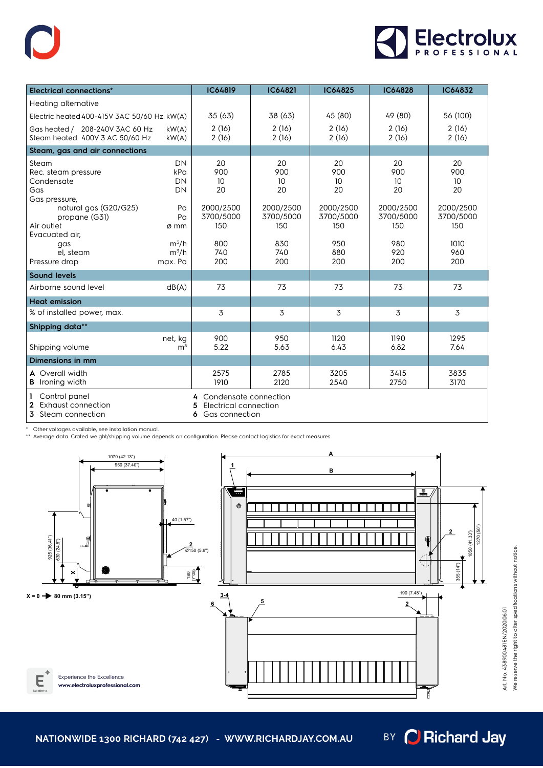| Electrical connections* | | IC64819 | IC64821 | IC64825 | IC64828 | IC64832 |
|---|---|---|---|---|---|---|
| Heating alternative | | | | | | |
| Electric heated 400-415V 3AC 50/60 Hz | kW(A) | 35 (63) | 38 (63) | 45 (80) | 49 (80) | 56 (100) |
| Gas heated / 208-240V 3AC 60 Hz | kW(A) | 2 (16) | 2 (16) | 2 (16) | 2 (16) | 2 (16) |
| Steam heated 400V 3 AC 50/60 Hz | kW(A) | 2 (16) | 2 (16) | 2 (16) | 2 (16) | 2 (16) |
| **Steam, gas and air connections** | | | | | | |
| Steam | DN | 20 | 20 | 20 | 20 | 20 |
| Rec. steam pressure | kPa | 900 | 900 | 900 | 900 | 900 |
| Condensate | DN | 10 | 10 | 10 | 10 | 10 |
| Gas | DN | 20 | 20 | 20 | 20 | 20 |
| Gas pressure, | | | | | | |
| natural gas (G20/G25) | Pa | 2000/2500 | 2000/2500 | 2000/2500 | 2000/2500 | 2000/2500 |
| propane (G31) | Pa | 3700/5000 | 3700/5000 | 3700/5000 | 3700/5000 | 3700/5000 |
| Air outlet | ø mm | 150 | 150 | 150 | 150 | 150 |
| Evacuated air, | | | | | | |
| gas | $m^3/h$ | 800 | 830 | 950 | 980 | 1010 |
| el, steam | $m^3/h$ | 740 | 740 | 880 | 920 | 960 |
| Pressure drop | max. Pa | 200 | 200 | 200 | 200 | 200 |
| **Sound levels** | | | | | | |
| Airborne sound level | dB(A) | 73 | 73 | 73 | 73 | 73 |
| **Heat emission** | | | | | | |
| % of installed power, max. | | 3 | 3 | 3 | 3 | 3 |
| **Shipping data**** | | | | | | |
| | net, kg | 900 | 950 | 1120 | 1190 | 1295 |
| Shipping volume | $m^3$ | 5.22 | 5.63 | 6.43 | 6.82 | 7.64 |
| **Dimensions in mm** | | | | | | |
| **A** Overall width | | 2575 | 2785 | 3205 | 3415 | 3835 |
| **B** Ironing width | | 1910 | 2120 | 2540 | 2750 | 3170 |

**1** Control panel
**2** Exhaust connection
**3** Steam connection
**4** Condensate connection
**5** Electrical connection
**6** Gas connection

\* Other voltages available, see installation manual.
\** Average data. Crated weight/shipping volume depends on configuration. Please contact logistics for exact measures.

1070 (42.13")
950 (37.40")
40 (1.57")
2
Ø150 (5.9")
925 (36.41")
630 (24.8")
X
180 (7.08")
X = 0 → 80 mm (3.15")

A
B
1
2
1050 (41.33")
1270 (50")
355 (14")
3-4
6
5
190 (7.48")
2

Experience the Excellence
www.electroluxprofessional.com

Art. No. 438900481EN/2020.06.01
We reserve the right to alter specifications without notice.

NATIONWIDE 1300 RICHARD (742 427) - WWW.RICHARDJAY.COM.AU
BY Richard Jay